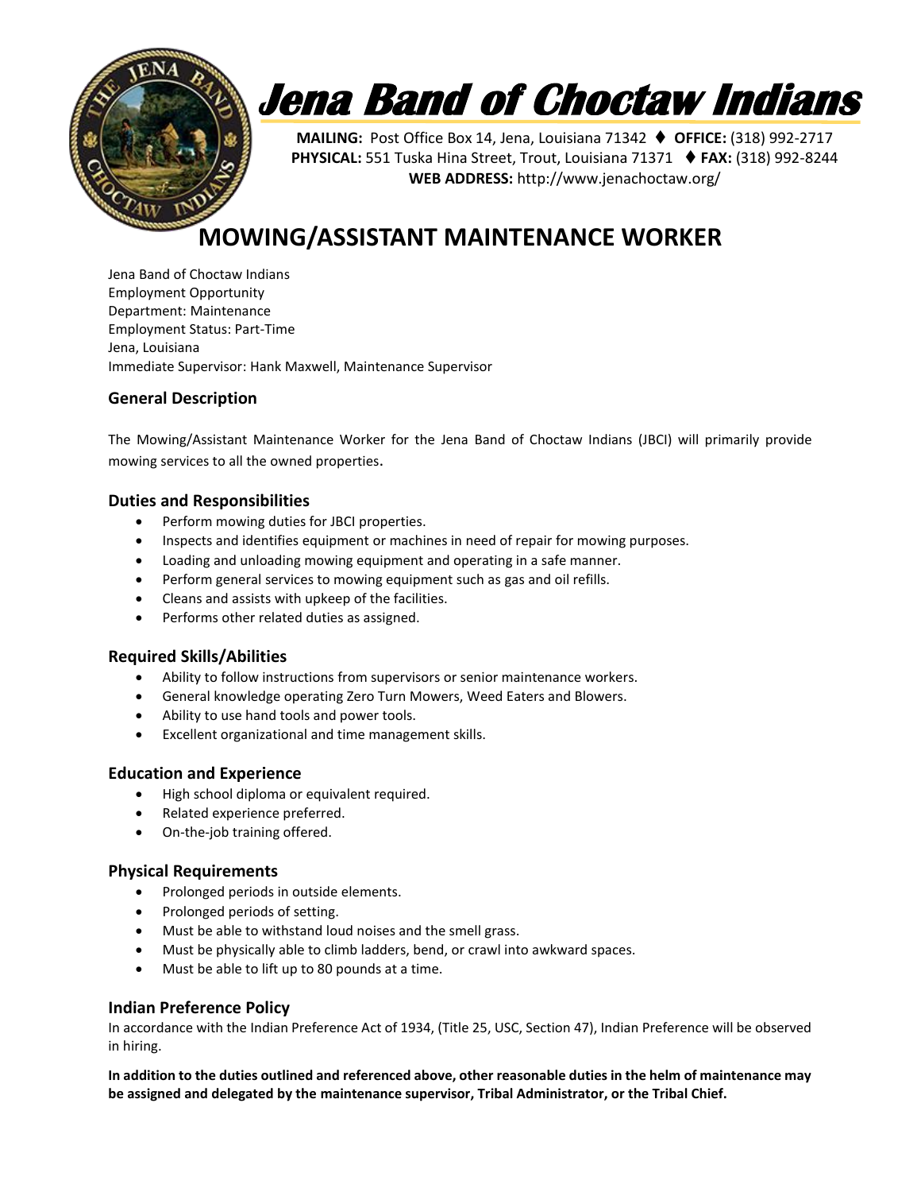# Jena Band of Choctaw Indians

**MAILING:** Post Office Box 14, Jena, Louisiana 71342 ♦ **OFFICE:** (318) 992-2717
**PHYSICAL:** 551 Tuska Hina Street, Trout, Louisiana 71371 ♦ **FAX:** (318) 992-8244
**WEB ADDRESS:** http://www.jenachoctaw.org/

# MOWING/ASSISTANT MAINTENANCE WORKER

Jena Band of Choctaw Indians
Employment Opportunity
Department: Maintenance
Employment Status: Part-Time
Jena, Louisiana
Immediate Supervisor: Hank Maxwell, Maintenance Supervisor

## General Description

The Mowing/Assistant Maintenance Worker for the Jena Band of Choctaw Indians (JBCI) will primarily provide mowing services to all the owned properties.

## Duties and Responsibilities

- Perform mowing duties for JBCI properties.
- Inspects and identifies equipment or machines in need of repair for mowing purposes.
- Loading and unloading mowing equipment and operating in a safe manner.
- Perform general services to mowing equipment such as gas and oil refills.
- Cleans and assists with upkeep of the facilities.
- Performs other related duties as assigned.

## Required Skills/Abilities

- Ability to follow instructions from supervisors or senior maintenance workers.
- General knowledge operating Zero Turn Mowers, Weed Eaters and Blowers.
- Ability to use hand tools and power tools.
- Excellent organizational and time management skills.

## Education and Experience

- High school diploma or equivalent required.
- Related experience preferred.
- On-the-job training offered.

## Physical Requirements

- Prolonged periods in outside elements.
- Prolonged periods of setting.
- Must be able to withstand loud noises and the smell grass.
- Must be physically able to climb ladders, bend, or crawl into awkward spaces.
- Must be able to lift up to 80 pounds at a time.

## Indian Preference Policy

In accordance with the Indian Preference Act of 1934, (Title 25, USC, Section 47), Indian Preference will be observed in hiring.

**In addition to the duties outlined and referenced above, other reasonable duties in the helm of maintenance may be assigned and delegated by the maintenance supervisor, Tribal Administrator, or the Tribal Chief.**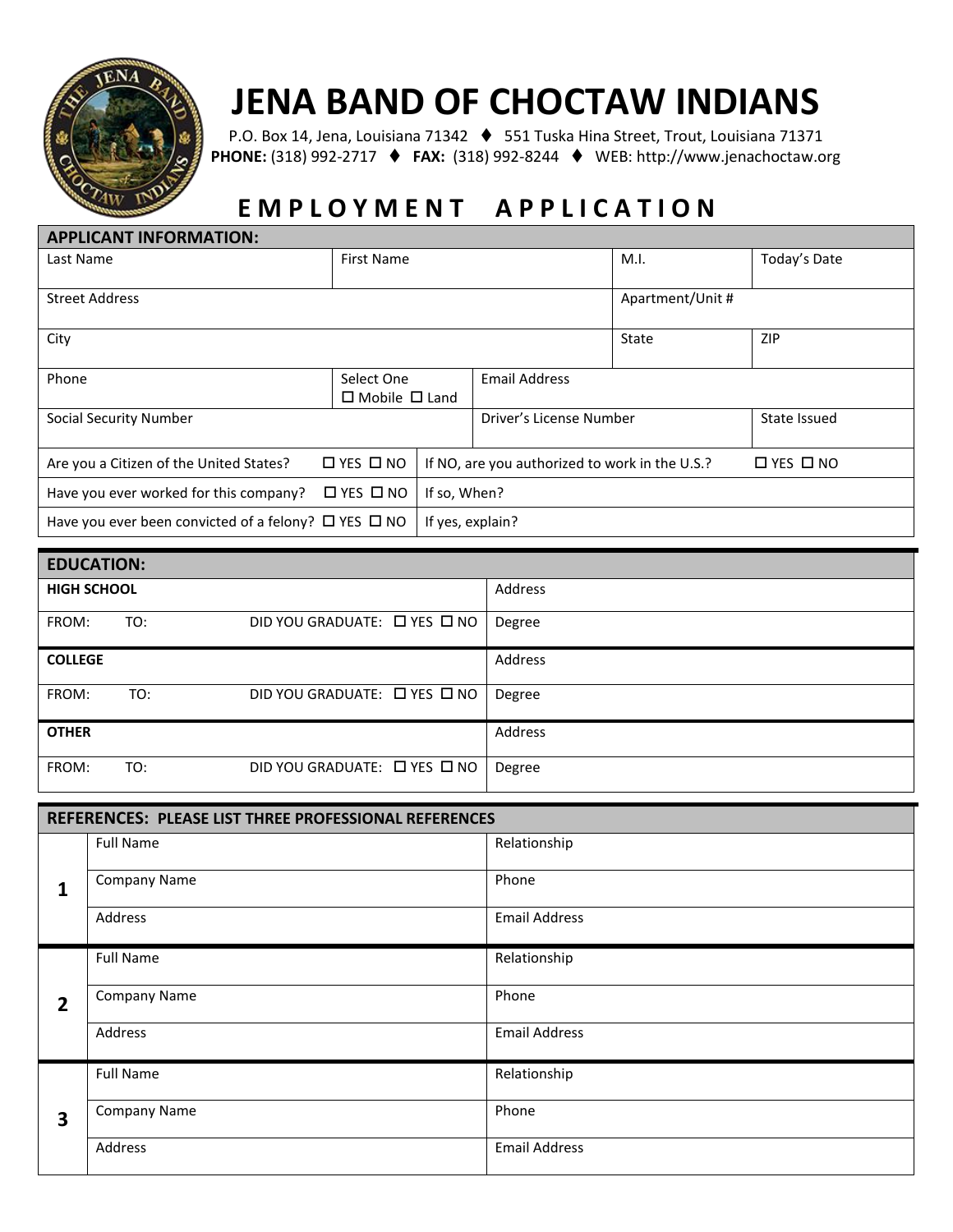# JENA BAND OF CHOCTAW INDIANS

P.O. Box 14, Jena, Louisiana 71342 ♦ 551 Tuska Hina Street, Trout, Louisiana 71371
**PHONE:** (318) 992-2717 ♦ **FAX:** (318) 992-8244 ♦ WEB: http://www.jenachoctaw.org

## EMPLOYMENT APPLICATION

| **APPLICANT INFORMATION:** | | | |
|---|---|---|---|
| Last Name | First Name | M.I. | Today's Date |
| Street Address | | Apartment/Unit # | |
| City | | State | ZIP |
| Phone | Select One ☐ Mobile ☐ Land | Email Address | |
| Social Security Number | | Driver's License Number | State Issued |
| Are you a Citizen of the United States? ☐ YES ☐ NO | | If NO, are you authorized to work in the U.S.? ☐ YES ☐ NO | |
| Have you ever worked for this company? ☐ YES ☐ NO | | If so, When? | |
| Have you ever been convicted of a felony? ☐ YES ☐ NO | | If yes, explain? | |

| **EDUCATION:** | |
|---|---|
| **HIGH SCHOOL** | Address |
| FROM: TO: DID YOU GRADUATE: ☐ YES ☐ NO | Degree |
| **COLLEGE** | Address |
| FROM: TO: DID YOU GRADUATE: ☐ YES ☐ NO | Degree |
| **OTHER** | Address |
| FROM: TO: DID YOU GRADUATE: ☐ YES ☐ NO | Degree |

| **REFERENCES: PLEASE LIST THREE PROFESSIONAL REFERENCES** | | |
|---|---|---|
| **1** | Full Name | Relationship |
| | Company Name | Phone |
| | Address | Email Address |
| **2** | Full Name | Relationship |
| | Company Name | Phone |
| | Address | Email Address |
| **3** | Full Name | Relationship |
| | Company Name | Phone |
| | Address | Email Address |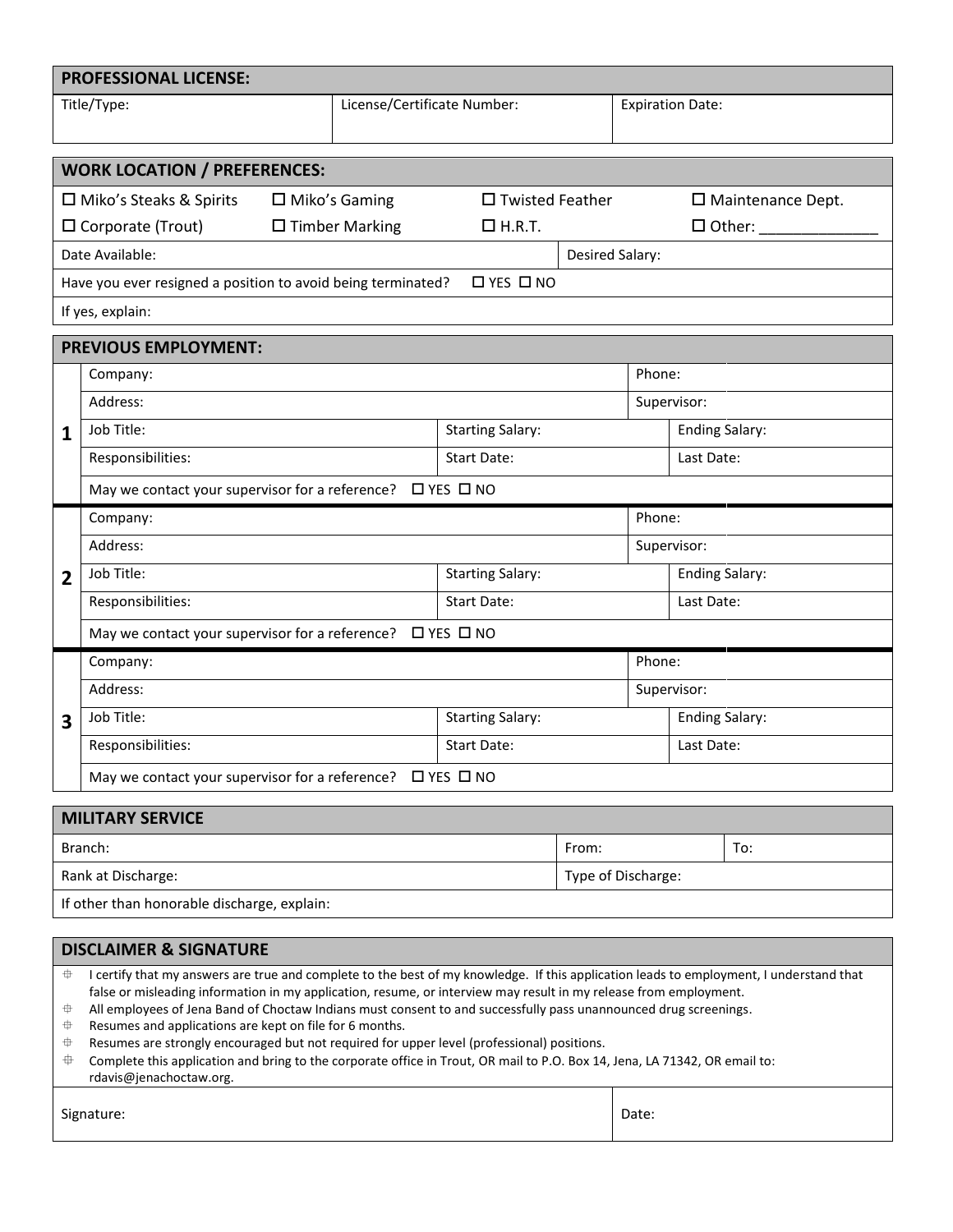## PROFESSIONAL LICENSE:

| Title/Type: | License/Certificate Number: | Expiration Date: |
|---|---|---|
| | | |

## WORK LOCATION / PREFERENCES:

☐ Miko's Steaks & Spirits ☐ Miko's Gaming ☐ Twisted Feather ☐ Maintenance Dept.
☐ Corporate (Trout) ☐ Timber Marking ☐ H.R.T. ☐ Other: ______________

| Date Available: | Desired Salary: |
|---|---|
| Have you ever resigned a position to avoid being terminated? ☐ YES ☐ NO | |
| If yes, explain: | |

## PREVIOUS EMPLOYMENT:

| | | | |
|---|---|---|---|
| **1** | Company: | | Phone: |
| | Address: | | Supervisor: |
| | Job Title: | Starting Salary: | Ending Salary: |
| | Responsibilities: | Start Date: | Last Date: |
| | May we contact your supervisor for a reference? ☐ YES ☐ NO | | |
| **2** | Company: | | Phone: |
| | Address: | | Supervisor: |
| | Job Title: | Starting Salary: | Ending Salary: |
| | Responsibilities: | Start Date: | Last Date: |
| | May we contact your supervisor for a reference? ☐ YES ☐ NO | | |
| **3** | Company: | | Phone: |
| | Address: | | Supervisor: |
| | Job Title: | Starting Salary: | Ending Salary: |
| | Responsibilities: | Start Date: | Last Date: |
| | May we contact your supervisor for a reference? ☐ YES ☐ NO | | |

## MILITARY SERVICE

| Branch: | From: | To: |
|---|---|---|
| Rank at Discharge: | Type of Discharge: | |
| If other than honorable discharge, explain: | | |

## DISCLAIMER & SIGNATURE

- I certify that my answers are true and complete to the best of my knowledge. If this application leads to employment, I understand that false or misleading information in my application, resume, or interview may result in my release from employment.
- All employees of Jena Band of Choctaw Indians must consent to and successfully pass unannounced drug screenings.
- Resumes and applications are kept on file for 6 months.
- Resumes are strongly encouraged but not required for upper level (professional) positions.
- Complete this application and bring to the corporate office in Trout, OR mail to P.O. Box 14, Jena, LA 71342, OR email to: rdavis@jenachoctaw.org.

| Signature: | Date: |
|---|---|
| | |